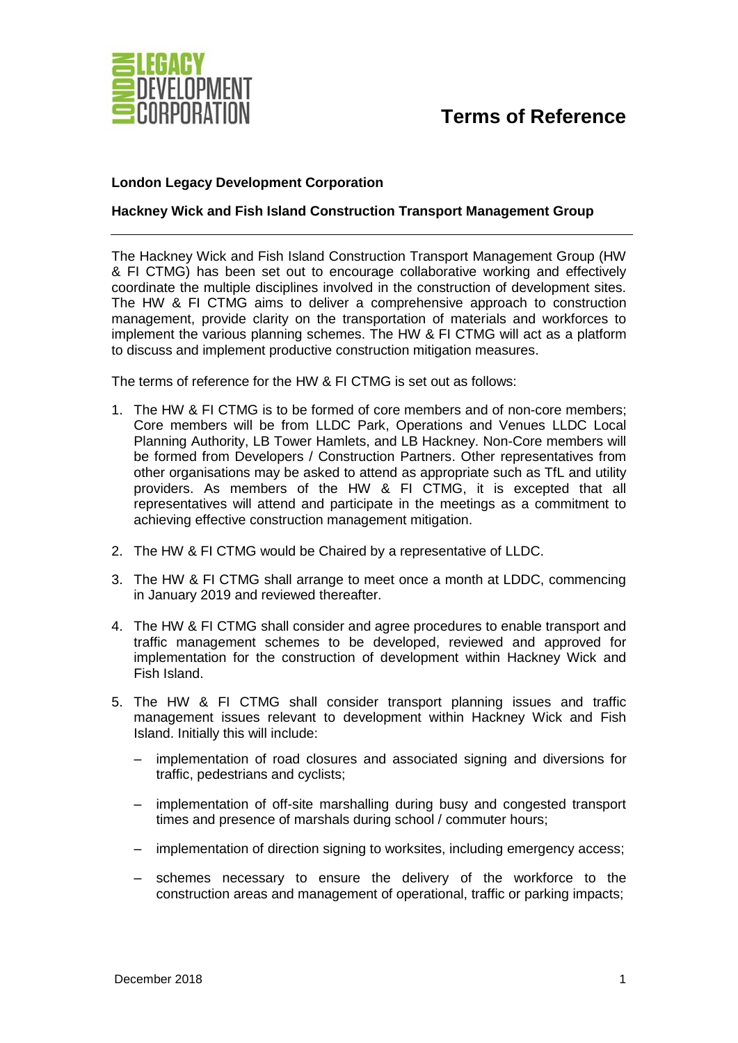# Terms of Reference

**London Legacy Development Corporation**

**Hackney Wick and Fish Island Construction Transport Management Group**

---

The Hackney Wick and Fish Island Construction Transport Management Group (HW & FI CTMG) has been set out to encourage collaborative working and effectively coordinate the multiple disciplines involved in the construction of development sites. The HW & FI CTMG aims to deliver a comprehensive approach to construction management, provide clarity on the transportation of materials and workforces to implement the various planning schemes. The HW & FI CTMG will act as a platform to discuss and implement productive construction mitigation measures.

The terms of reference for the HW & FI CTMG is set out as follows:

1. The HW & FI CTMG is to be formed of core members and of non-core members; Core members will be from LLDC Park, Operations and Venues LLDC Local Planning Authority, LB Tower Hamlets, and LB Hackney. Non-Core members will be formed from Developers / Construction Partners. Other representatives from other organisations may be asked to attend as appropriate such as TfL and utility providers. As members of the HW & FI CTMG, it is excepted that all representatives will attend and participate in the meetings as a commitment to achieving effective construction management mitigation.

2. The HW & FI CTMG would be Chaired by a representative of LLDC.

3. The HW & FI CTMG shall arrange to meet once a month at LDDC, commencing in January 2019 and reviewed thereafter.

4. The HW & FI CTMG shall consider and agree procedures to enable transport and traffic management schemes to be developed, reviewed and approved for implementation for the construction of development within Hackney Wick and Fish Island.

5. The HW & FI CTMG shall consider transport planning issues and traffic management issues relevant to development within Hackney Wick and Fish Island. Initially this will include:

   – implementation of road closures and associated signing and diversions for traffic, pedestrians and cyclists;

   – implementation of off-site marshalling during busy and congested transport times and presence of marshals during school / commuter hours;

   – implementation of direction signing to worksites, including emergency access;

   – schemes necessary to ensure the delivery of the workforce to the construction areas and management of operational, traffic or parking impacts;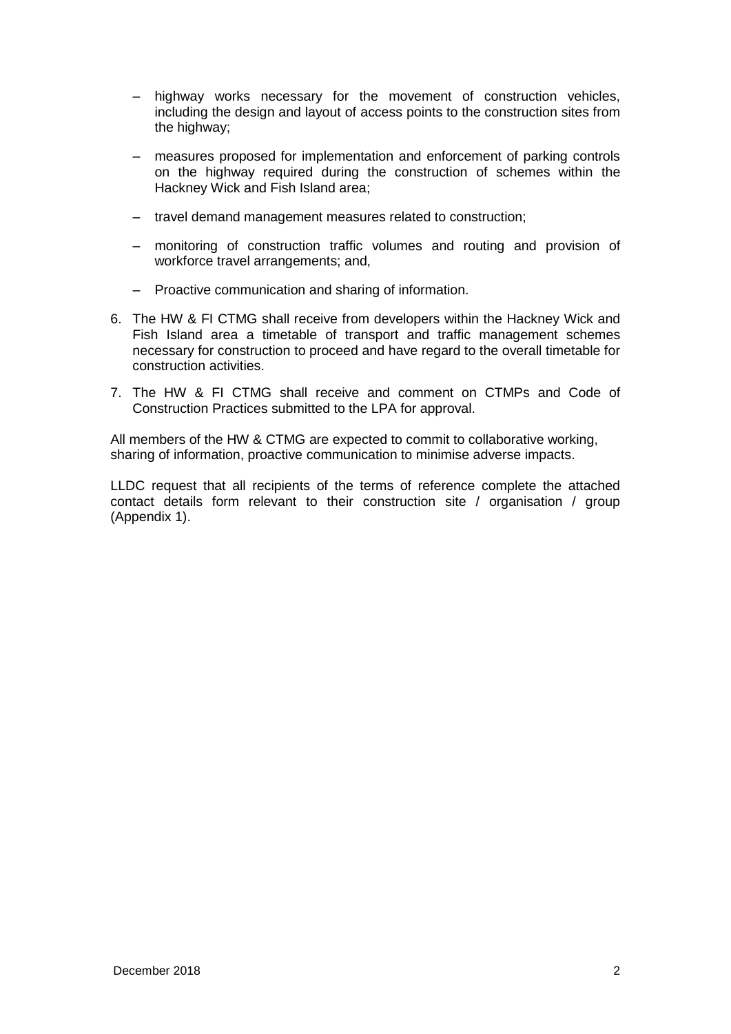– highway works necessary for the movement of construction vehicles, including the design and layout of access points to the construction sites from the highway;

– measures proposed for implementation and enforcement of parking controls on the highway required during the construction of schemes within the Hackney Wick and Fish Island area;

– travel demand management measures related to construction;

– monitoring of construction traffic volumes and routing and provision of workforce travel arrangements; and,

– Proactive communication and sharing of information.

6. The HW & FI CTMG shall receive from developers within the Hackney Wick and Fish Island area a timetable of transport and traffic management schemes necessary for construction to proceed and have regard to the overall timetable for construction activities.

7. The HW & FI CTMG shall receive and comment on CTMPs and Code of Construction Practices submitted to the LPA for approval.

All members of the HW & CTMG are expected to commit to collaborative working, sharing of information, proactive communication to minimise adverse impacts.

LLDC request that all recipients of the terms of reference complete the attached contact details form relevant to their construction site / organisation / group (Appendix 1).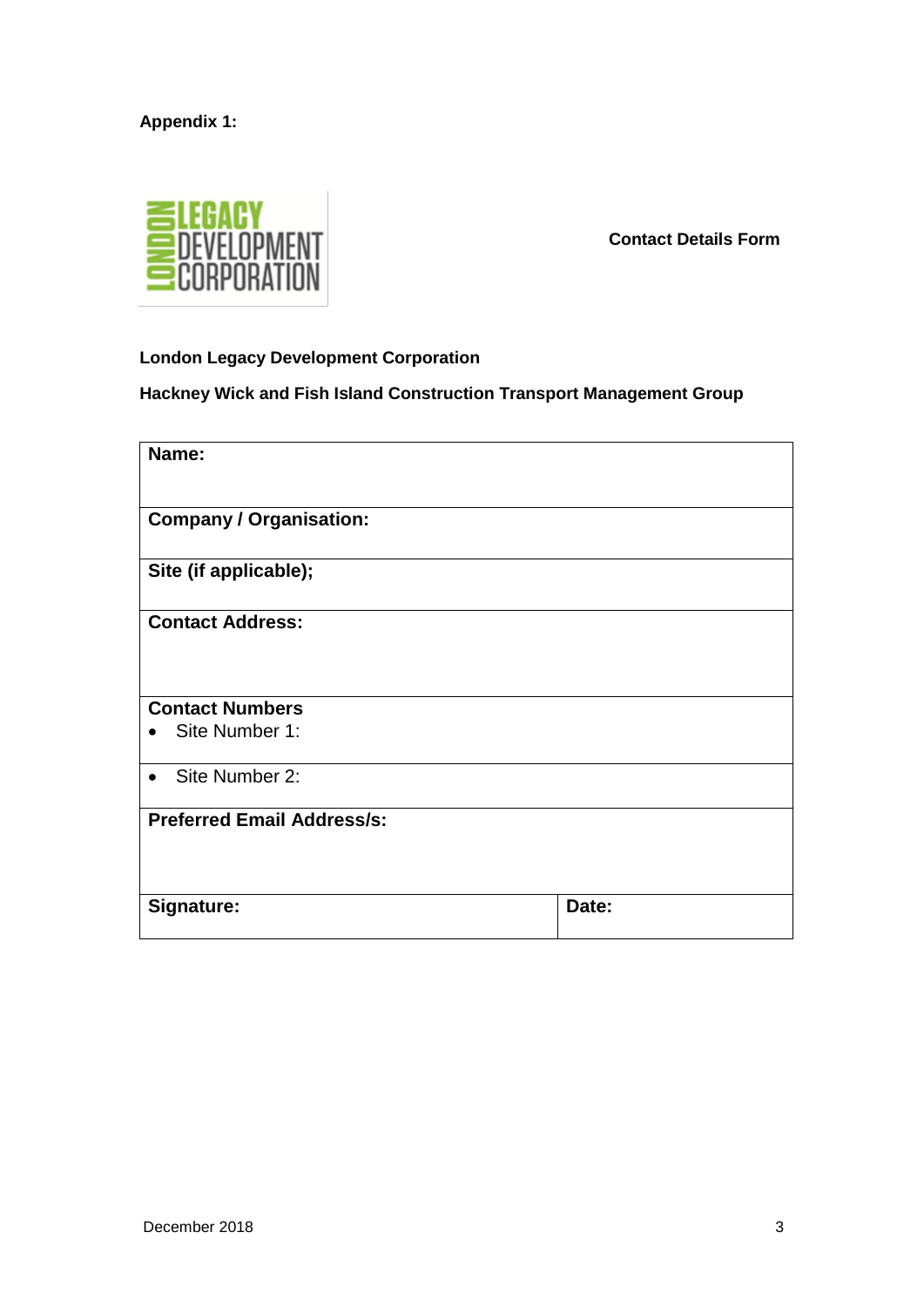**Appendix 1:**

LONDON LEGACY DEVELOPMENT CORPORATION

**Contact Details Form**

**London Legacy Development Corporation**

**Hackney Wick and Fish Island Construction Transport Management Group**

| | |
|---|---|
| **Name:** | |
| **Company / Organisation:** | |
| **Site (if applicable);** | |
| **Contact Address:** | |
| **Contact Numbers**<br>• Site Number 1: | |
| • Site Number 2: | |
| **Preferred Email Address/s:** | |
| **Signature:** | **Date:** |

December 2018